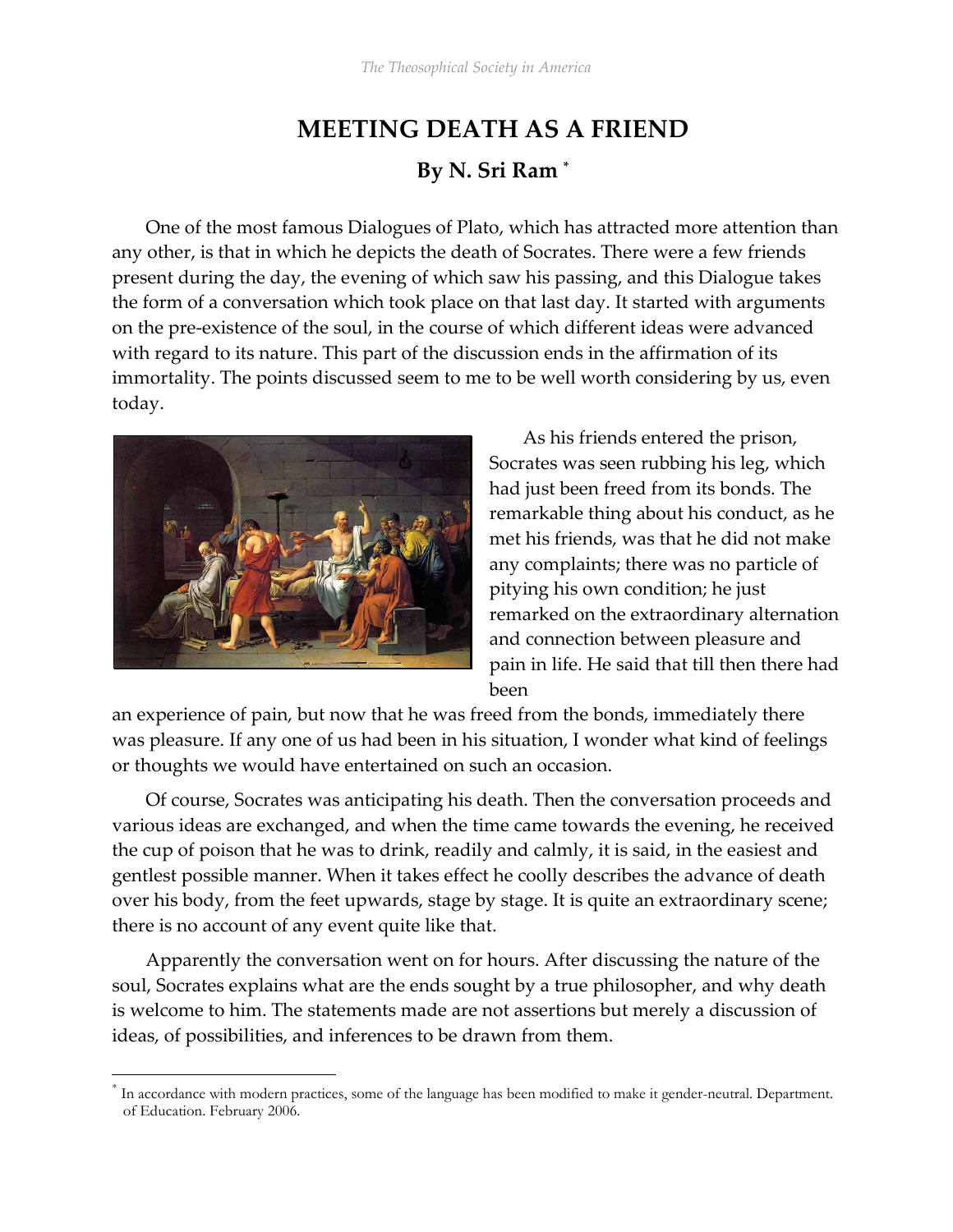# MEETING DEATH AS A FRIEND

## By N. Sri Ram *

One of the most famous Dialogues of Plato, which has attracted more attention than any other, is that in which he depicts the death of Socrates. There were a few friends present during the day, the evening of which saw his passing, and this Dialogue takes the form of a conversation which took place on that last day. It started with arguments on the pre-existence of the soul, in the course of which different ideas were advanced with regard to its nature. This part of the discussion ends in the affirmation of its immortality. The points discussed seem to me to be well worth considering by us, even today.

As his friends entered the prison, Socrates was seen rubbing his leg, which had just been freed from its bonds. The remarkable thing about his conduct, as he met his friends, was that he did not make any complaints; there was no particle of pitying his own condition; he just remarked on the extraordinary alternation and connection between pleasure and pain in life. He said that till then there had been an experience of pain, but now that he was freed from the bonds, immediately there was pleasure. If any one of us had been in his situation, I wonder what kind of feelings or thoughts we would have entertained on such an occasion.

Of course, Socrates was anticipating his death. Then the conversation proceeds and various ideas are exchanged, and when the time came towards the evening, he received the cup of poison that he was to drink, readily and calmly, it is said, in the easiest and gentlest possible manner. When it takes effect he coolly describes the advance of death over his body, from the feet upwards, stage by stage. It is quite an extraordinary scene; there is no account of any event quite like that.

Apparently the conversation went on for hours. After discussing the nature of the soul, Socrates explains what are the ends sought by a true philosopher, and why death is welcome to him. The statements made are not assertions but merely a discussion of ideas, of possibilities, and inferences to be drawn from them.

---

* In accordance with modern practices, some of the language has been modified to make it gender-neutral. Department. of Education. February 2006.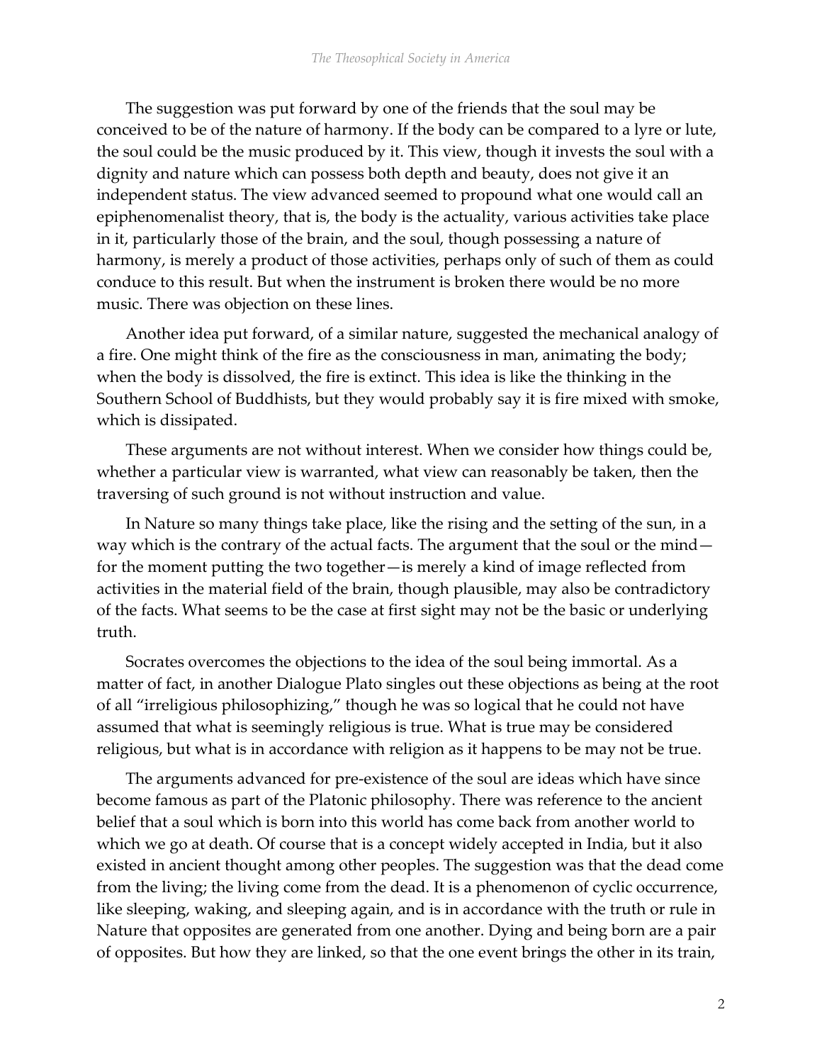The suggestion was put forward by one of the friends that the soul may be conceived to be of the nature of harmony. If the body can be compared to a lyre or lute, the soul could be the music produced by it. This view, though it invests the soul with a dignity and nature which can possess both depth and beauty, does not give it an independent status. The view advanced seemed to propound what one would call an epiphenomenalist theory, that is, the body is the actuality, various activities take place in it, particularly those of the brain, and the soul, though possessing a nature of harmony, is merely a product of those activities, perhaps only of such of them as could conduce to this result. But when the instrument is broken there would be no more music. There was objection on these lines.

Another idea put forward, of a similar nature, suggested the mechanical analogy of a fire. One might think of the fire as the consciousness in man, animating the body; when the body is dissolved, the fire is extinct. This idea is like the thinking in the Southern School of Buddhists, but they would probably say it is fire mixed with smoke, which is dissipated.

These arguments are not without interest. When we consider how things could be, whether a particular view is warranted, what view can reasonably be taken, then the traversing of such ground is not without instruction and value.

In Nature so many things take place, like the rising and the setting of the sun, in a way which is the contrary of the actual facts. The argument that the soul or the mind—for the moment putting the two together—is merely a kind of image reflected from activities in the material field of the brain, though plausible, may also be contradictory of the facts. What seems to be the case at first sight may not be the basic or underlying truth.

Socrates overcomes the objections to the idea of the soul being immortal. As a matter of fact, in another Dialogue Plato singles out these objections as being at the root of all "irreligious philosophizing," though he was so logical that he could not have assumed that what is seemingly religious is true. What is true may be considered religious, but what is in accordance with religion as it happens to be may not be true.

The arguments advanced for pre-existence of the soul are ideas which have since become famous as part of the Platonic philosophy. There was reference to the ancient belief that a soul which is born into this world has come back from another world to which we go at death. Of course that is a concept widely accepted in India, but it also existed in ancient thought among other peoples. The suggestion was that the dead come from the living; the living come from the dead. It is a phenomenon of cyclic occurrence, like sleeping, waking, and sleeping again, and is in accordance with the truth or rule in Nature that opposites are generated from one another. Dying and being born are a pair of opposites. But how they are linked, so that the one event brings the other in its train,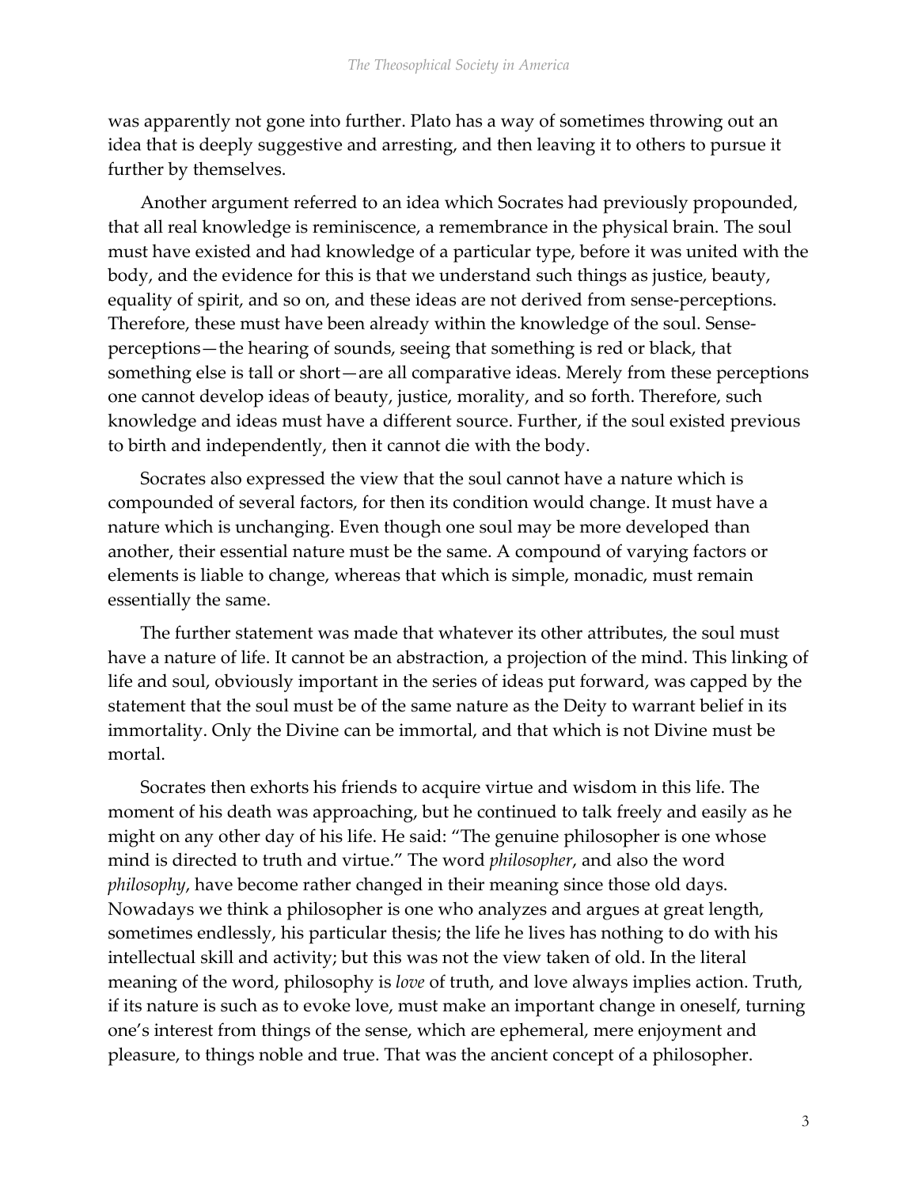was apparently not gone into further. Plato has a way of sometimes throwing out an idea that is deeply suggestive and arresting, and then leaving it to others to pursue it further by themselves.

Another argument referred to an idea which Socrates had previously propounded, that all real knowledge is reminiscence, a remembrance in the physical brain. The soul must have existed and had knowledge of a particular type, before it was united with the body, and the evidence for this is that we understand such things as justice, beauty, equality of spirit, and so on, and these ideas are not derived from sense-perceptions. Therefore, these must have been already within the knowledge of the soul. Sense-perceptions—the hearing of sounds, seeing that something is red or black, that something else is tall or short—are all comparative ideas. Merely from these perceptions one cannot develop ideas of beauty, justice, morality, and so forth. Therefore, such knowledge and ideas must have a different source. Further, if the soul existed previous to birth and independently, then it cannot die with the body.

Socrates also expressed the view that the soul cannot have a nature which is compounded of several factors, for then its condition would change. It must have a nature which is unchanging. Even though one soul may be more developed than another, their essential nature must be the same. A compound of varying factors or elements is liable to change, whereas that which is simple, monadic, must remain essentially the same.

The further statement was made that whatever its other attributes, the soul must have a nature of life. It cannot be an abstraction, a projection of the mind. This linking of life and soul, obviously important in the series of ideas put forward, was capped by the statement that the soul must be of the same nature as the Deity to warrant belief in its immortality. Only the Divine can be immortal, and that which is not Divine must be mortal.

Socrates then exhorts his friends to acquire virtue and wisdom in this life. The moment of his death was approaching, but he continued to talk freely and easily as he might on any other day of his life. He said: "The genuine philosopher is one whose mind is directed to truth and virtue." The word *philosopher*, and also the word *philosophy*, have become rather changed in their meaning since those old days. Nowadays we think a philosopher is one who analyzes and argues at great length, sometimes endlessly, his particular thesis; the life he lives has nothing to do with his intellectual skill and activity; but this was not the view taken of old. In the literal meaning of the word, philosophy is *love* of truth, and love always implies action. Truth, if its nature is such as to evoke love, must make an important change in oneself, turning one's interest from things of the sense, which are ephemeral, mere enjoyment and pleasure, to things noble and true. That was the ancient concept of a philosopher.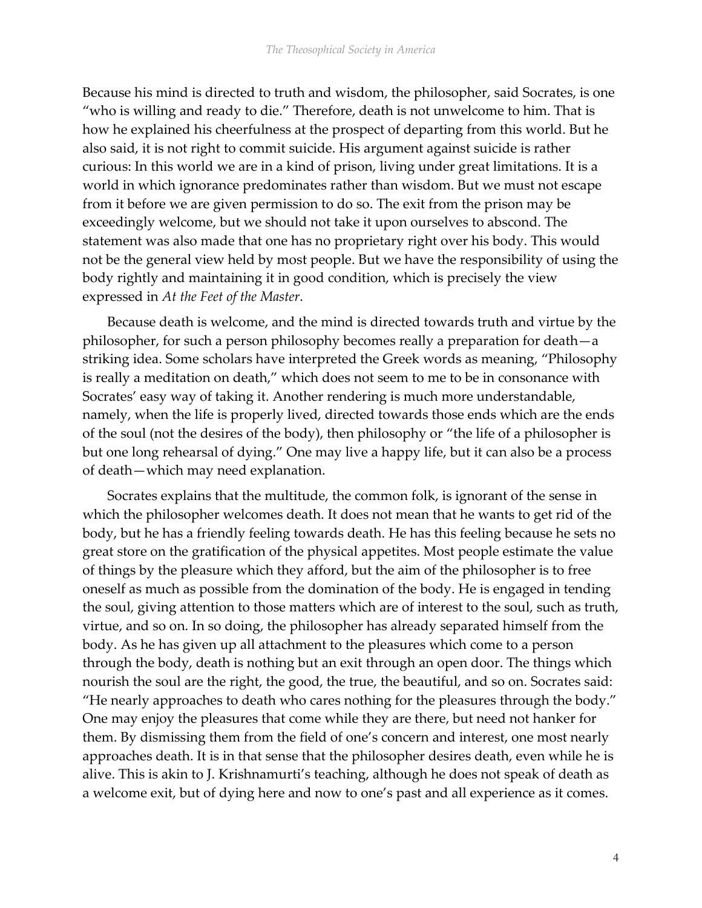Because his mind is directed to truth and wisdom, the philosopher, said Socrates, is one "who is willing and ready to die." Therefore, death is not unwelcome to him. That is how he explained his cheerfulness at the prospect of departing from this world. But he also said, it is not right to commit suicide. His argument against suicide is rather curious: In this world we are in a kind of prison, living under great limitations. It is a world in which ignorance predominates rather than wisdom. But we must not escape from it before we are given permission to do so. The exit from the prison may be exceedingly welcome, but we should not take it upon ourselves to abscond. The statement was also made that one has no proprietary right over his body. This would not be the general view held by most people. But we have the responsibility of using the body rightly and maintaining it in good condition, which is precisely the view expressed in *At the Feet of the Master*.

Because death is welcome, and the mind is directed towards truth and virtue by the philosopher, for such a person philosophy becomes really a preparation for death—a striking idea. Some scholars have interpreted the Greek words as meaning, "Philosophy is really a meditation on death," which does not seem to me to be in consonance with Socrates' easy way of taking it. Another rendering is much more understandable, namely, when the life is properly lived, directed towards those ends which are the ends of the soul (not the desires of the body), then philosophy or "the life of a philosopher is but one long rehearsal of dying." One may live a happy life, but it can also be a process of death—which may need explanation.

Socrates explains that the multitude, the common folk, is ignorant of the sense in which the philosopher welcomes death. It does not mean that he wants to get rid of the body, but he has a friendly feeling towards death. He has this feeling because he sets no great store on the gratification of the physical appetites. Most people estimate the value of things by the pleasure which they afford, but the aim of the philosopher is to free oneself as much as possible from the domination of the body. He is engaged in tending the soul, giving attention to those matters which are of interest to the soul, such as truth, virtue, and so on. In so doing, the philosopher has already separated himself from the body. As he has given up all attachment to the pleasures which come to a person through the body, death is nothing but an exit through an open door. The things which nourish the soul are the right, the good, the true, the beautiful, and so on. Socrates said: "He nearly approaches to death who cares nothing for the pleasures through the body." One may enjoy the pleasures that come while they are there, but need not hanker for them. By dismissing them from the field of one's concern and interest, one most nearly approaches death. It is in that sense that the philosopher desires death, even while he is alive. This is akin to J. Krishnamurti's teaching, although he does not speak of death as a welcome exit, but of dying here and now to one's past and all experience as it comes.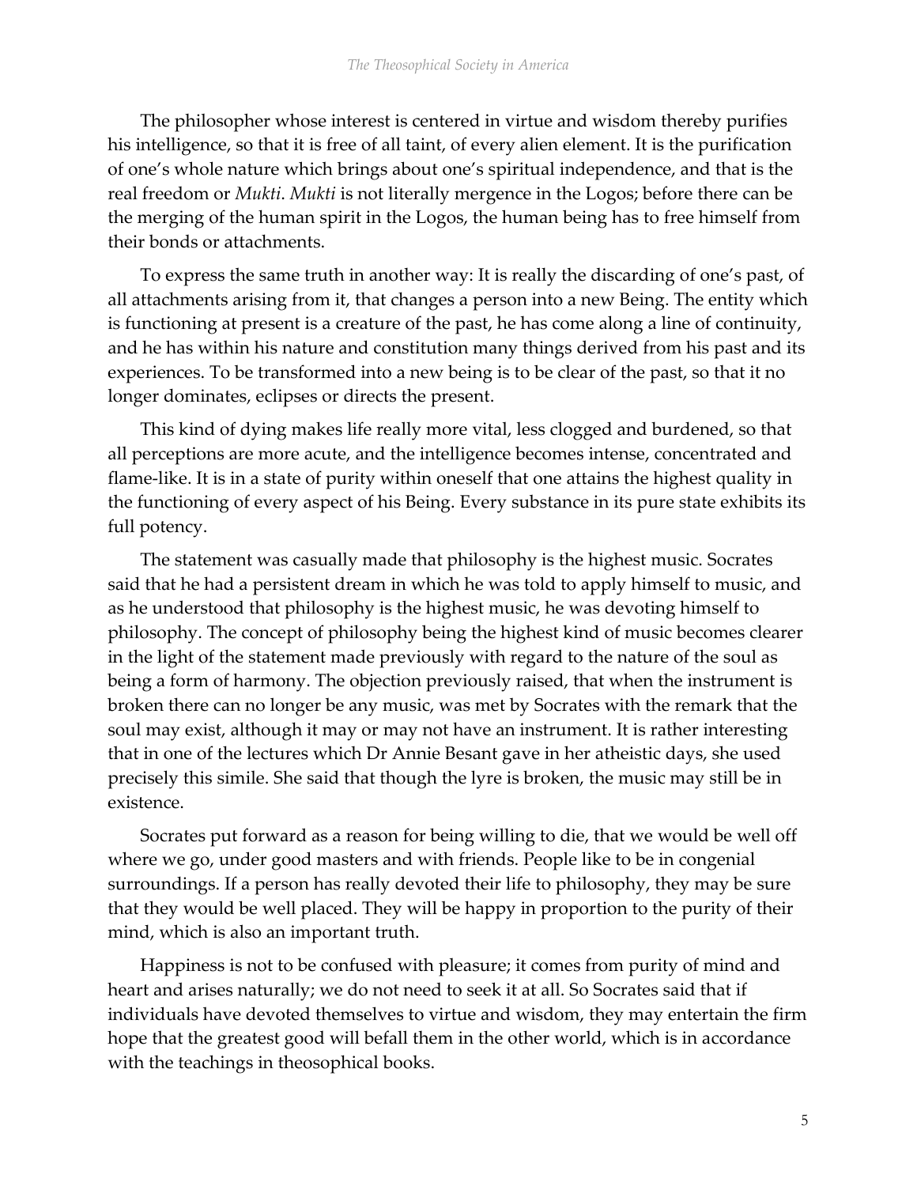The philosopher whose interest is centered in virtue and wisdom thereby purifies his intelligence, so that it is free of all taint, of every alien element. It is the purification of one's whole nature which brings about one's spiritual independence, and that is the real freedom or *Mukti*. *Mukti* is not literally mergence in the Logos; before there can be the merging of the human spirit in the Logos, the human being has to free himself from their bonds or attachments.

To express the same truth in another way: It is really the discarding of one's past, of all attachments arising from it, that changes a person into a new Being. The entity which is functioning at present is a creature of the past, he has come along a line of continuity, and he has within his nature and constitution many things derived from his past and its experiences. To be transformed into a new being is to be clear of the past, so that it no longer dominates, eclipses or directs the present.

This kind of dying makes life really more vital, less clogged and burdened, so that all perceptions are more acute, and the intelligence becomes intense, concentrated and flame-like. It is in a state of purity within oneself that one attains the highest quality in the functioning of every aspect of his Being. Every substance in its pure state exhibits its full potency.

The statement was casually made that philosophy is the highest music. Socrates said that he had a persistent dream in which he was told to apply himself to music, and as he understood that philosophy is the highest music, he was devoting himself to philosophy. The concept of philosophy being the highest kind of music becomes clearer in the light of the statement made previously with regard to the nature of the soul as being a form of harmony. The objection previously raised, that when the instrument is broken there can no longer be any music, was met by Socrates with the remark that the soul may exist, although it may or may not have an instrument. It is rather interesting that in one of the lectures which Dr Annie Besant gave in her atheistic days, she used precisely this simile. She said that though the lyre is broken, the music may still be in existence.

Socrates put forward as a reason for being willing to die, that we would be well off where we go, under good masters and with friends. People like to be in congenial surroundings. If a person has really devoted their life to philosophy, they may be sure that they would be well placed. They will be happy in proportion to the purity of their mind, which is also an important truth.

Happiness is not to be confused with pleasure; it comes from purity of mind and heart and arises naturally; we do not need to seek it at all. So Socrates said that if individuals have devoted themselves to virtue and wisdom, they may entertain the firm hope that the greatest good will befall them in the other world, which is in accordance with the teachings in theosophical books.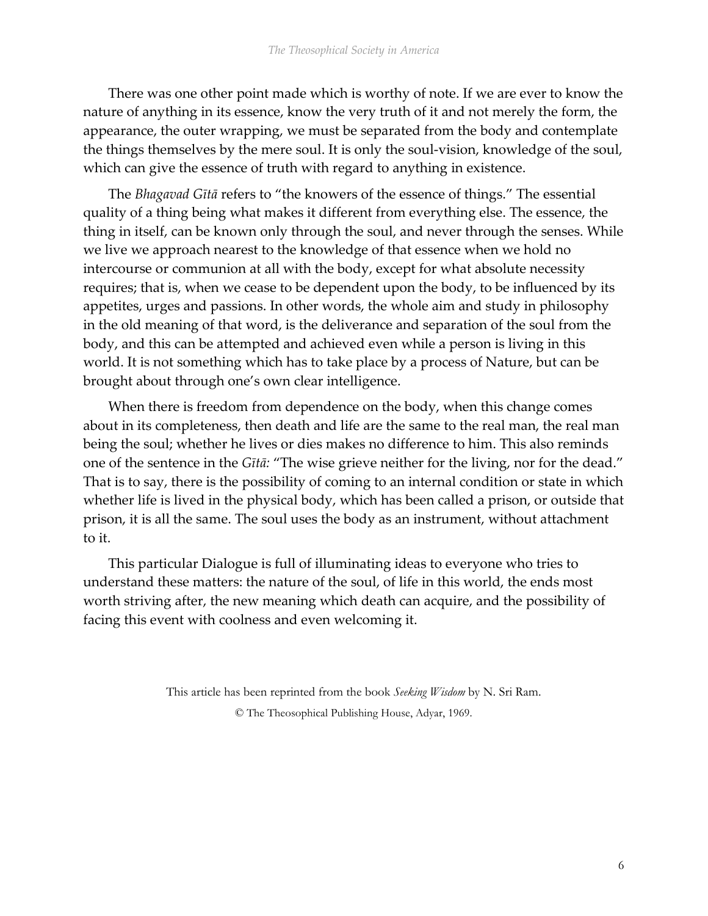There was one other point made which is worthy of note. If we are ever to know the nature of anything in its essence, know the very truth of it and not merely the form, the appearance, the outer wrapping, we must be separated from the body and contemplate the things themselves by the mere soul. It is only the soul-vision, knowledge of the soul, which can give the essence of truth with regard to anything in existence.

The *Bhagavad Gītā* refers to “the knowers of the essence of things.” The essential quality of a thing being what makes it different from everything else. The essence, the thing in itself, can be known only through the soul, and never through the senses. While we live we approach nearest to the knowledge of that essence when we hold no intercourse or communion at all with the body, except for what absolute necessity requires; that is, when we cease to be dependent upon the body, to be influenced by its appetites, urges and passions. In other words, the whole aim and study in philosophy in the old meaning of that word, is the deliverance and separation of the soul from the body, and this can be attempted and achieved even while a person is living in this world. It is not something which has to take place by a process of Nature, but can be brought about through one’s own clear intelligence.

When there is freedom from dependence on the body, when this change comes about in its completeness, then death and life are the same to the real man, the real man being the soul; whether he lives or dies makes no difference to him. This also reminds one of the sentence in the *Gītā:* “The wise grieve neither for the living, nor for the dead.” That is to say, there is the possibility of coming to an internal condition or state in which whether life is lived in the physical body, which has been called a prison, or outside that prison, it is all the same. The soul uses the body as an instrument, without attachment to it.

This particular Dialogue is full of illuminating ideas to everyone who tries to understand these matters: the nature of the soul, of life in this world, the ends most worth striving after, the new meaning which death can acquire, and the possibility of facing this event with coolness and even welcoming it.

This article has been reprinted from the book *Seeking Wisdom* by N. Sri Ram.

© The Theosophical Publishing House, Adyar, 1969.